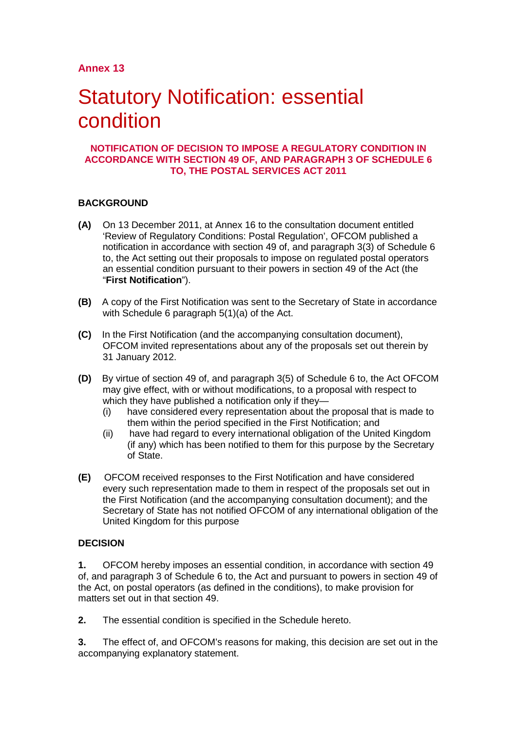## Annex 13

# Statutory Notification: essential condition

**NOTIFICATION OF DECISION TO IMPOSE A REGULATORY CONDITION IN ACCORDANCE WITH SECTION 49 OF, AND PARAGRAPH 3 OF SCHEDULE 6 TO, THE POSTAL SERVICES ACT 2011**

**BACKGROUND**

**(A)** On 13 December 2011, at Annex 16 to the consultation document entitled 'Review of Regulatory Conditions: Postal Regulation', OFCOM published a notification in accordance with section 49 of, and paragraph 3(3) of Schedule 6 to, the Act setting out their proposals to impose on regulated postal operators an essential condition pursuant to their powers in section 49 of the Act (the "**First Notification**").

**(B)** A copy of the First Notification was sent to the Secretary of State in accordance with Schedule 6 paragraph 5(1)(a) of the Act.

**(C)** In the First Notification (and the accompanying consultation document), OFCOM invited representations about any of the proposals set out therein by 31 January 2012.

**(D)** By virtue of section 49 of, and paragraph 3(5) of Schedule 6 to, the Act OFCOM may give effect, with or without modifications, to a proposal with respect to which they have published a notification only if they—

(i) have considered every representation about the proposal that is made to them within the period specified in the First Notification; and

(ii) have had regard to every international obligation of the United Kingdom (if any) which has been notified to them for this purpose by the Secretary of State.

**(E)** OFCOM received responses to the First Notification and have considered every such representation made to them in respect of the proposals set out in the First Notification (and the accompanying consultation document); and the Secretary of State has not notified OFCOM of any international obligation of the United Kingdom for this purpose

**DECISION**

**1.** OFCOM hereby imposes an essential condition, in accordance with section 49 of, and paragraph 3 of Schedule 6 to, the Act and pursuant to powers in section 49 of the Act, on postal operators (as defined in the conditions), to make provision for matters set out in that section 49.

**2.** The essential condition is specified in the Schedule hereto.

**3.** The effect of, and OFCOM's reasons for making, this decision are set out in the accompanying explanatory statement.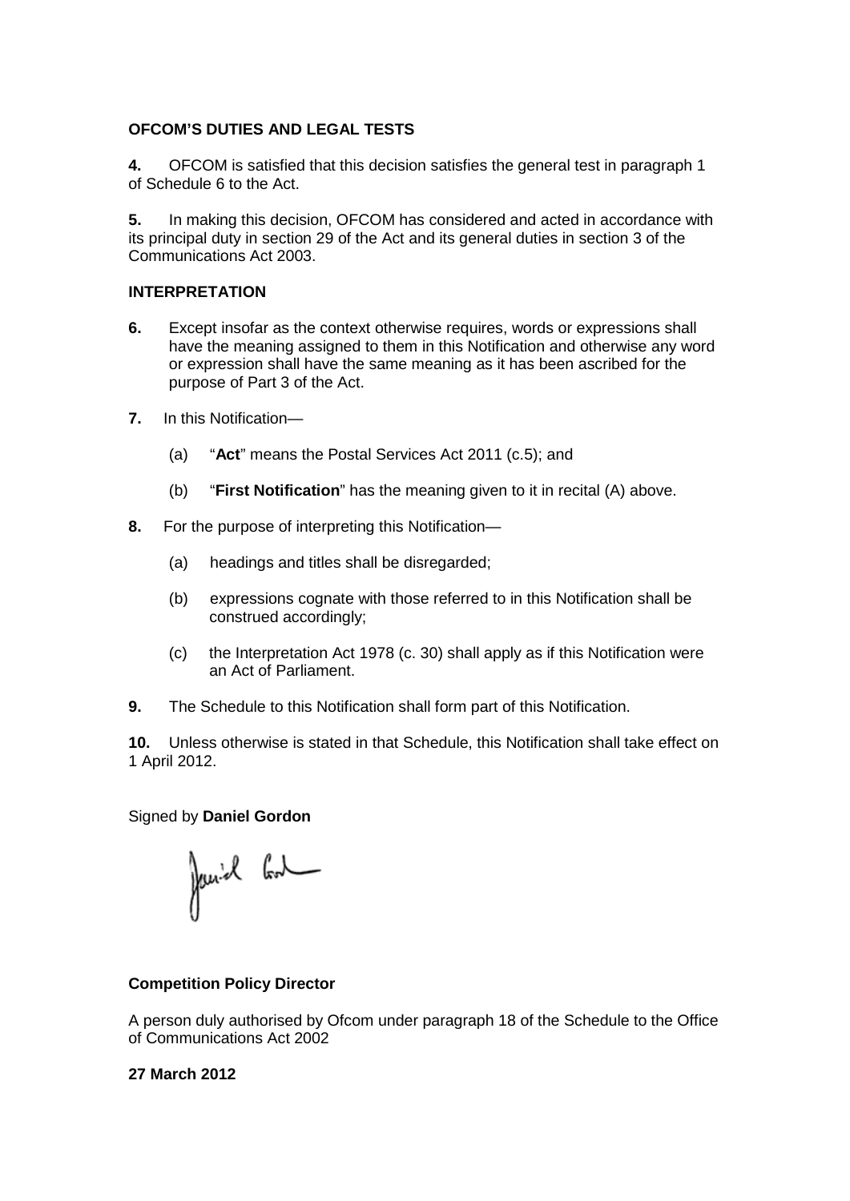**OFCOM'S DUTIES AND LEGAL TESTS**

**4.** OFCOM is satisfied that this decision satisfies the general test in paragraph 1 of Schedule 6 to the Act.

**5.** In making this decision, OFCOM has considered and acted in accordance with its principal duty in section 29 of the Act and its general duties in section 3 of the Communications Act 2003.

**INTERPRETATION**

**6.** Except insofar as the context otherwise requires, words or expressions shall have the meaning assigned to them in this Notification and otherwise any word or expression shall have the same meaning as it has been ascribed for the purpose of Part 3 of the Act.

**7.** In this Notification—

(a) "**Act**" means the Postal Services Act 2011 (c.5); and

(b) "**First Notification**" has the meaning given to it in recital (A) above.

**8.** For the purpose of interpreting this Notification—

(a) headings and titles shall be disregarded;

(b) expressions cognate with those referred to in this Notification shall be construed accordingly;

(c) the Interpretation Act 1978 (c. 30) shall apply as if this Notification were an Act of Parliament.

**9.** The Schedule to this Notification shall form part of this Notification.

**10.** Unless otherwise is stated in that Schedule, this Notification shall take effect on 1 April 2012.

Signed by **Daniel Gordon**

**Competition Policy Director**

A person duly authorised by Ofcom under paragraph 18 of the Schedule to the Office of Communications Act 2002

**27 March 2012**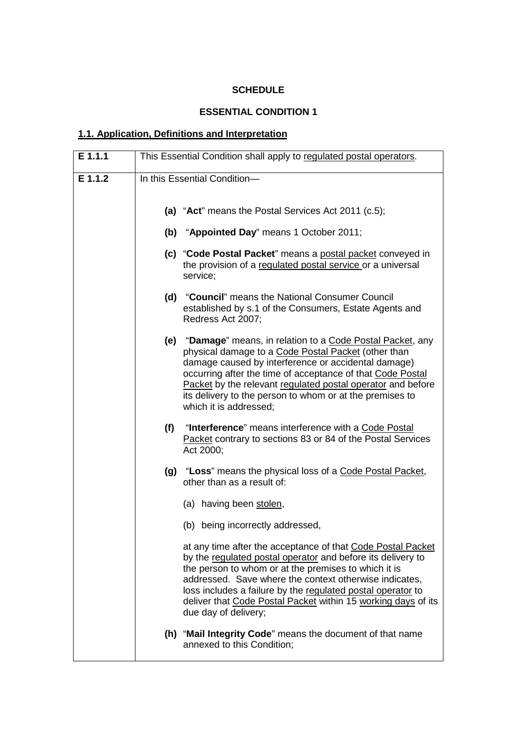**SCHEDULE**

**ESSENTIAL CONDITION 1**

## 1.1. Application, Definitions and Interpretation

| | |
|---|---|
| **E 1.1.1** | This Essential Condition shall apply to regulated postal operators. |
| **E 1.1.2** | In this Essential Condition—<br><br>**(a)** "**Act**" means the Postal Services Act 2011 (c.5);<br><br>**(b)** "**Appointed Day**" means 1 October 2011;<br><br>**(c)** "**Code Postal Packet**" means a postal packet conveyed in the provision of a regulated postal service or a universal service;<br><br>**(d)** "**Council**" means the National Consumer Council established by s.1 of the Consumers, Estate Agents and Redress Act 2007;<br><br>**(e)** "**Damage**" means, in relation to a Code Postal Packet, any physical damage to a Code Postal Packet (other than damage caused by interference or accidental damage) occurring after the time of acceptance of that Code Postal Packet by the relevant regulated postal operator and before its delivery to the person to whom or at the premises to which it is addressed;<br><br>**(f)** "**Interference**" means interference with a Code Postal Packet contrary to sections 83 or 84 of the Postal Services Act 2000;<br><br>**(g)** "**Loss**" means the physical loss of a Code Postal Packet, other than as a result of:<br><br>(a) having been stolen,<br><br>(b) being incorrectly addressed,<br><br>at any time after the acceptance of that Code Postal Packet by the regulated postal operator and before its delivery to the person to whom or at the premises to which it is addressed. Save where the context otherwise indicates, loss includes a failure by the regulated postal operator to deliver that Code Postal Packet within 15 working days of its due day of delivery;<br><br>**(h)** "**Mail Integrity Code**" means the document of that name annexed to this Condition; |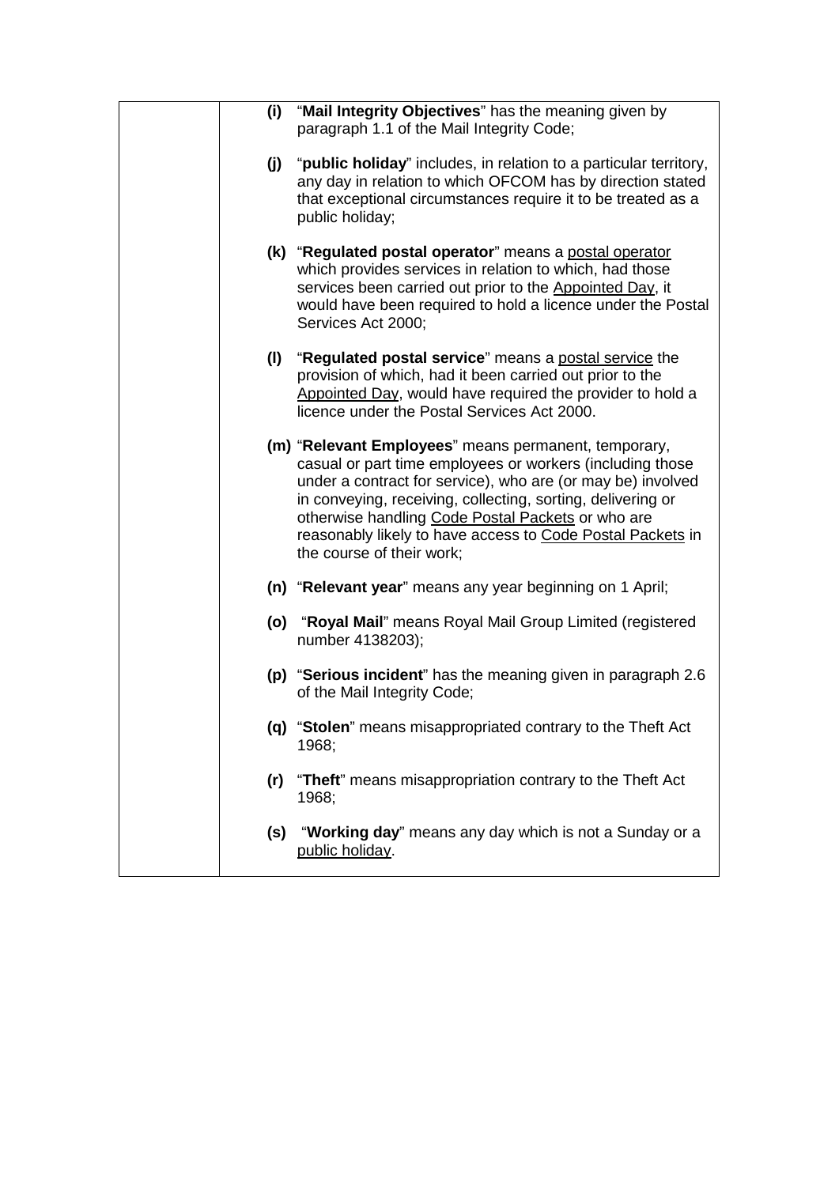**(i)** "**Mail Integrity Objectives**" has the meaning given by paragraph 1.1 of the Mail Integrity Code;

**(j)** "**public holiday**" includes, in relation to a particular territory, any day in relation to which OFCOM has by direction stated that exceptional circumstances require it to be treated as a public holiday;

**(k)** "**Regulated postal operator**" means a postal operator which provides services in relation to which, had those services been carried out prior to the Appointed Day, it would have been required to hold a licence under the Postal Services Act 2000;

**(l)** "**Regulated postal service**" means a postal service the provision of which, had it been carried out prior to the Appointed Day, would have required the provider to hold a licence under the Postal Services Act 2000.

**(m)** "**Relevant Employees**" means permanent, temporary, casual or part time employees or workers (including those under a contract for service), who are (or may be) involved in conveying, receiving, collecting, sorting, delivering or otherwise handling Code Postal Packets or who are reasonably likely to have access to Code Postal Packets in the course of their work;

**(n)** "**Relevant year**" means any year beginning on 1 April;

**(o)** "**Royal Mail**" means Royal Mail Group Limited (registered number 4138203);

**(p)** "**Serious incident**" has the meaning given in paragraph 2.6 of the Mail Integrity Code;

**(q)** "**Stolen**" means misappropriated contrary to the Theft Act 1968;

**(r)** "**Theft**" means misappropriation contrary to the Theft Act 1968;

**(s)** "**Working day**" means any day which is not a Sunday or a public holiday.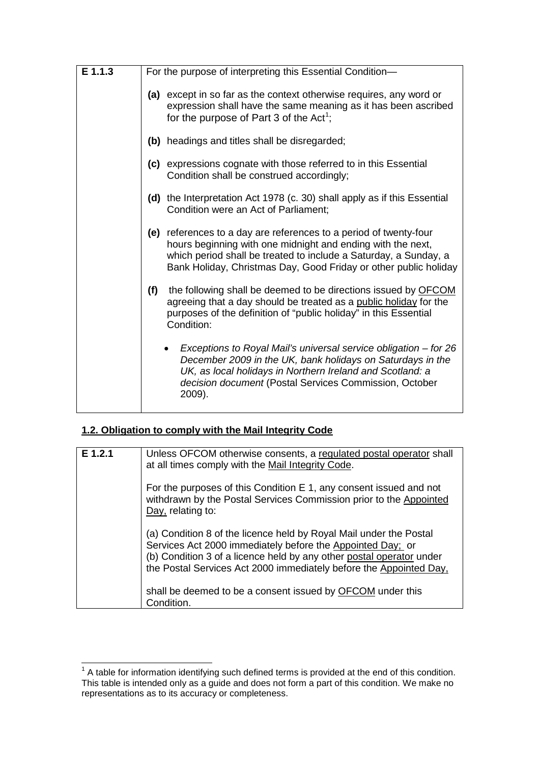| E 1.1.3 | For the purpose of interpreting this Essential Condition—<br><br>**(a)** except in so far as the context otherwise requires, any word or expression shall have the same meaning as it has been ascribed for the purpose of Part 3 of the Act[1];<br><br>**(b)** headings and titles shall be disregarded;<br><br>**(c)** expressions cognate with those referred to in this Essential Condition shall be construed accordingly;<br><br>**(d)** the Interpretation Act 1978 (c. 30) shall apply as if this Essential Condition were an Act of Parliament;<br><br>**(e)** references to a day are references to a period of twenty-four hours beginning with one midnight and ending with the next, which period shall be treated to include a Saturday, a Sunday, a Bank Holiday, Christmas Day, Good Friday or other public holiday<br><br>**(f)** the following shall be deemed to be directions issued by OFCOM agreeing that a day should be treated as a public holiday for the purposes of the definition of "public holiday" in this Essential Condition:<br><br>• *Exceptions to Royal Mail's universal service obligation – for 26 December 2009 in the UK, bank holidays on Saturdays in the UK, as local holidays in Northern Ireland and Scotland: a decision document* (Postal Services Commission, October 2009). |
|---|---|

## 1.2. Obligation to comply with the Mail Integrity Code

| E 1.2.1 | Unless OFCOM otherwise consents, a regulated postal operator shall at all times comply with the Mail Integrity Code.<br><br>For the purposes of this Condition E 1, any consent issued and not withdrawn by the Postal Services Commission prior to the Appointed Day, relating to:<br><br>(a) Condition 8 of the licence held by Royal Mail under the Postal Services Act 2000 immediately before the Appointed Day; or<br>(b) Condition 3 of a licence held by any other postal operator under the Postal Services Act 2000 immediately before the Appointed Day,<br><br>shall be deemed to be a consent issued by OFCOM under this Condition. |
|---|---|

[1] A table for information identifying such defined terms is provided at the end of this condition. This table is intended only as a guide and does not form a part of this condition. We make no representations as to its accuracy or completeness.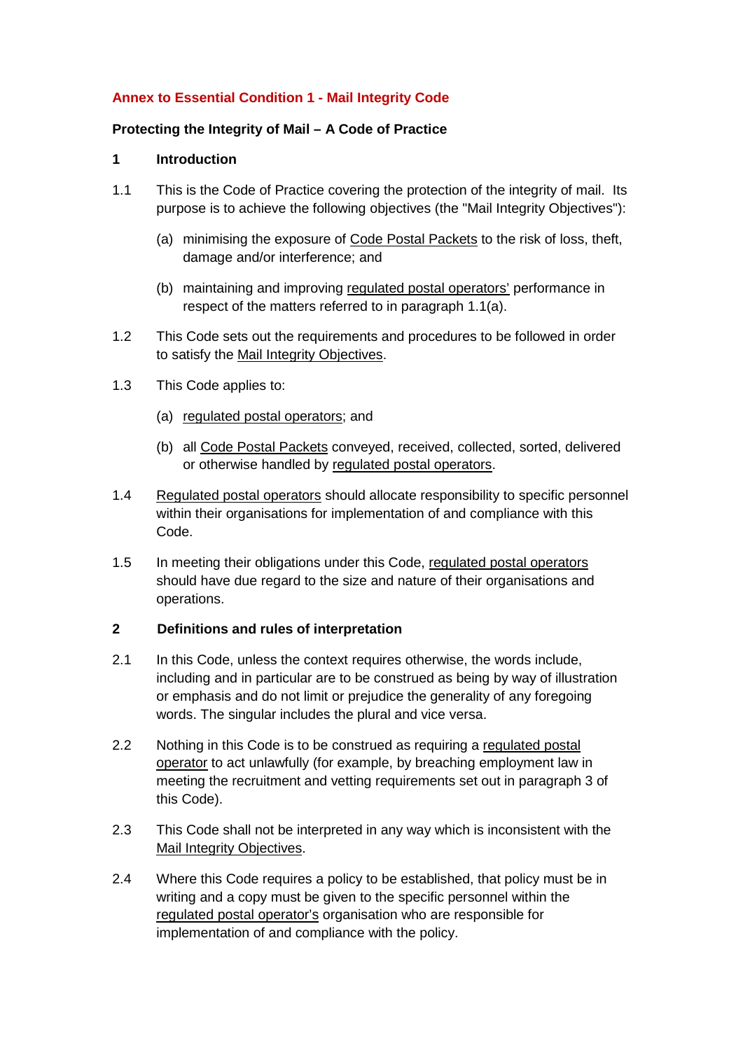## Annex to Essential Condition 1 - Mail Integrity Code

**Protecting the Integrity of Mail – A Code of Practice**

### 1 Introduction

1.1 This is the Code of Practice covering the protection of the integrity of mail. Its purpose is to achieve the following objectives (the "Mail Integrity Objectives"):

(a) minimising the exposure of Code Postal Packets to the risk of loss, theft, damage and/or interference; and

(b) maintaining and improving regulated postal operators' performance in respect of the matters referred to in paragraph 1.1(a).

1.2 This Code sets out the requirements and procedures to be followed in order to satisfy the Mail Integrity Objectives.

1.3 This Code applies to:

(a) regulated postal operators; and

(b) all Code Postal Packets conveyed, received, collected, sorted, delivered or otherwise handled by regulated postal operators.

1.4 Regulated postal operators should allocate responsibility to specific personnel within their organisations for implementation of and compliance with this Code.

1.5 In meeting their obligations under this Code, regulated postal operators should have due regard to the size and nature of their organisations and operations.

### 2 Definitions and rules of interpretation

2.1 In this Code, unless the context requires otherwise, the words include, including and in particular are to be construed as being by way of illustration or emphasis and do not limit or prejudice the generality of any foregoing words. The singular includes the plural and vice versa.

2.2 Nothing in this Code is to be construed as requiring a regulated postal operator to act unlawfully (for example, by breaching employment law in meeting the recruitment and vetting requirements set out in paragraph 3 of this Code).

2.3 This Code shall not be interpreted in any way which is inconsistent with the Mail Integrity Objectives.

2.4 Where this Code requires a policy to be established, that policy must be in writing and a copy must be given to the specific personnel within the regulated postal operator's organisation who are responsible for implementation of and compliance with the policy.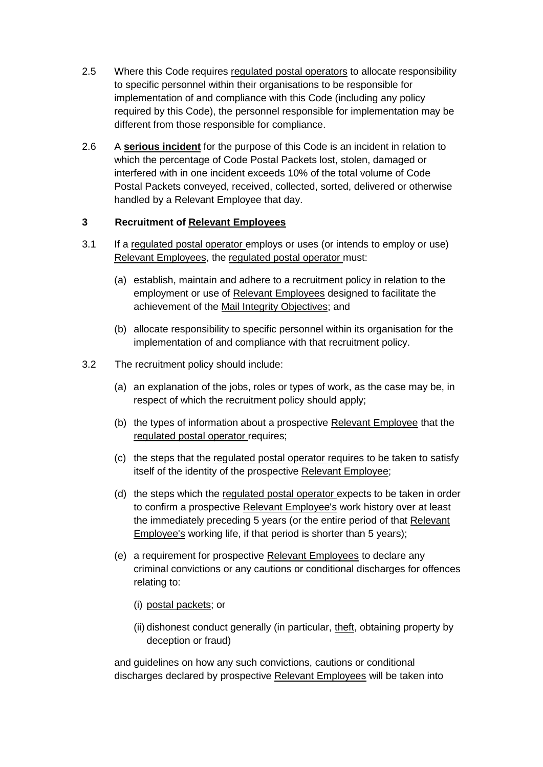2.5 Where this Code requires regulated postal operators to allocate responsibility to specific personnel within their organisations to be responsible for implementation of and compliance with this Code (including any policy required by this Code), the personnel responsible for implementation may be different from those responsible for compliance.

2.6 A **serious incident** for the purpose of this Code is an incident in relation to which the percentage of Code Postal Packets lost, stolen, damaged or interfered with in one incident exceeds 10% of the total volume of Code Postal Packets conveyed, received, collected, sorted, delivered or otherwise handled by a Relevant Employee that day.

## 3 Recruitment of Relevant Employees

3.1 If a regulated postal operator employs or uses (or intends to employ or use) Relevant Employees, the regulated postal operator must:

(a) establish, maintain and adhere to a recruitment policy in relation to the employment or use of Relevant Employees designed to facilitate the achievement of the Mail Integrity Objectives; and

(b) allocate responsibility to specific personnel within its organisation for the implementation of and compliance with that recruitment policy.

3.2 The recruitment policy should include:

(a) an explanation of the jobs, roles or types of work, as the case may be, in respect of which the recruitment policy should apply;

(b) the types of information about a prospective Relevant Employee that the regulated postal operator requires;

(c) the steps that the regulated postal operator requires to be taken to satisfy itself of the identity of the prospective Relevant Employee;

(d) the steps which the regulated postal operator expects to be taken in order to confirm a prospective Relevant Employee's work history over at least the immediately preceding 5 years (or the entire period of that Relevant Employee's working life, if that period is shorter than 5 years);

(e) a requirement for prospective Relevant Employees to declare any criminal convictions or any cautions or conditional discharges for offences relating to:

(i) postal packets; or

(ii) dishonest conduct generally (in particular, theft, obtaining property by deception or fraud)

and guidelines on how any such convictions, cautions or conditional discharges declared by prospective Relevant Employees will be taken into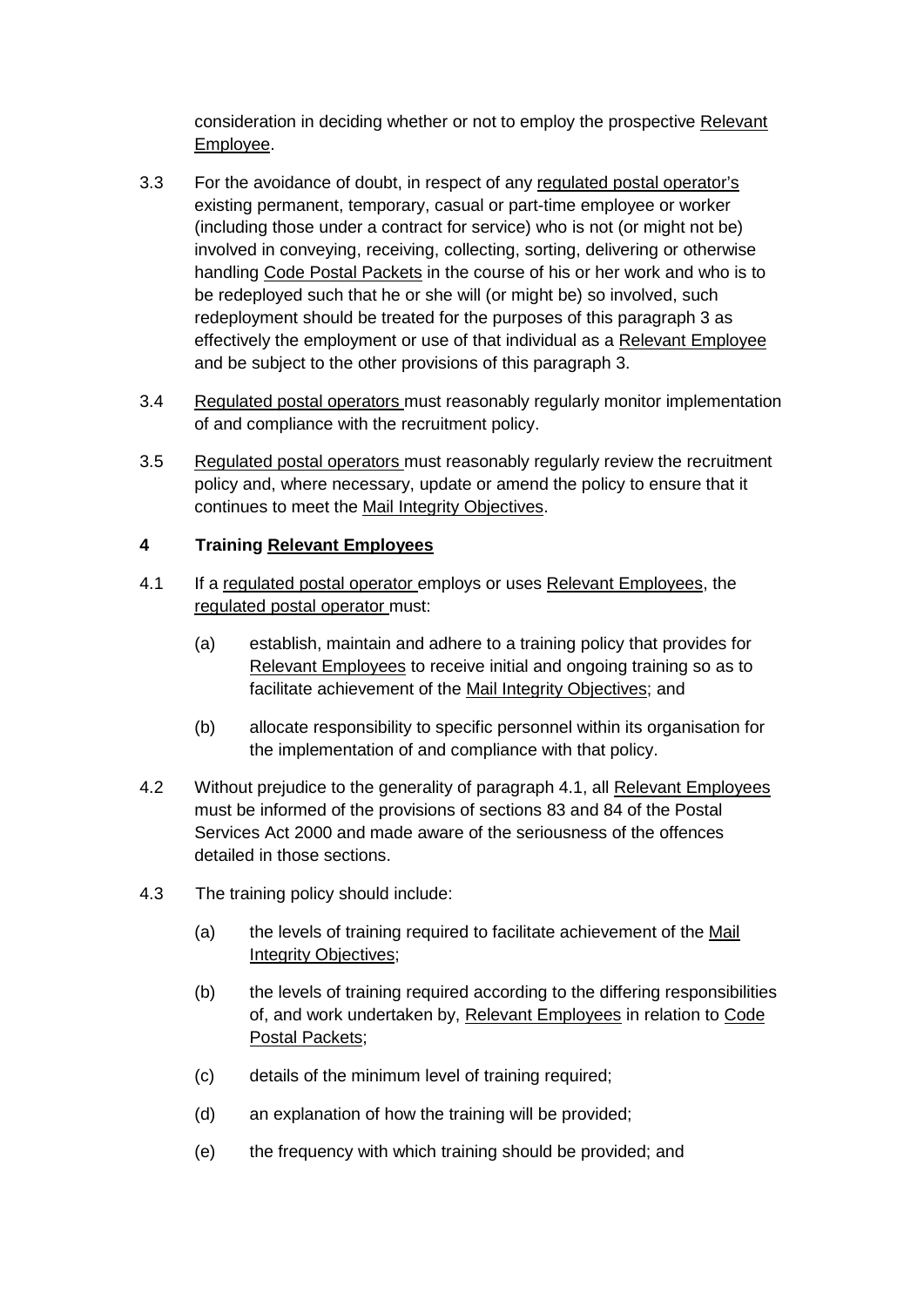consideration in deciding whether or not to employ the prospective Relevant Employee.

3.3 For the avoidance of doubt, in respect of any regulated postal operator's existing permanent, temporary, casual or part-time employee or worker (including those under a contract for service) who is not (or might not be) involved in conveying, receiving, collecting, sorting, delivering or otherwise handling Code Postal Packets in the course of his or her work and who is to be redeployed such that he or she will (or might be) so involved, such redeployment should be treated for the purposes of this paragraph 3 as effectively the employment or use of that individual as a Relevant Employee and be subject to the other provisions of this paragraph 3.

3.4 Regulated postal operators must reasonably regularly monitor implementation of and compliance with the recruitment policy.

3.5 Regulated postal operators must reasonably regularly review the recruitment policy and, where necessary, update or amend the policy to ensure that it continues to meet the Mail Integrity Objectives.

**4 Training Relevant Employees**

4.1 If a regulated postal operator employs or uses Relevant Employees, the regulated postal operator must:

(a) establish, maintain and adhere to a training policy that provides for Relevant Employees to receive initial and ongoing training so as to facilitate achievement of the Mail Integrity Objectives; and

(b) allocate responsibility to specific personnel within its organisation for the implementation of and compliance with that policy.

4.2 Without prejudice to the generality of paragraph 4.1, all Relevant Employees must be informed of the provisions of sections 83 and 84 of the Postal Services Act 2000 and made aware of the seriousness of the offences detailed in those sections.

4.3 The training policy should include:

(a) the levels of training required to facilitate achievement of the Mail Integrity Objectives;

(b) the levels of training required according to the differing responsibilities of, and work undertaken by, Relevant Employees in relation to Code Postal Packets;

(c) details of the minimum level of training required;

(d) an explanation of how the training will be provided;

(e) the frequency with which training should be provided; and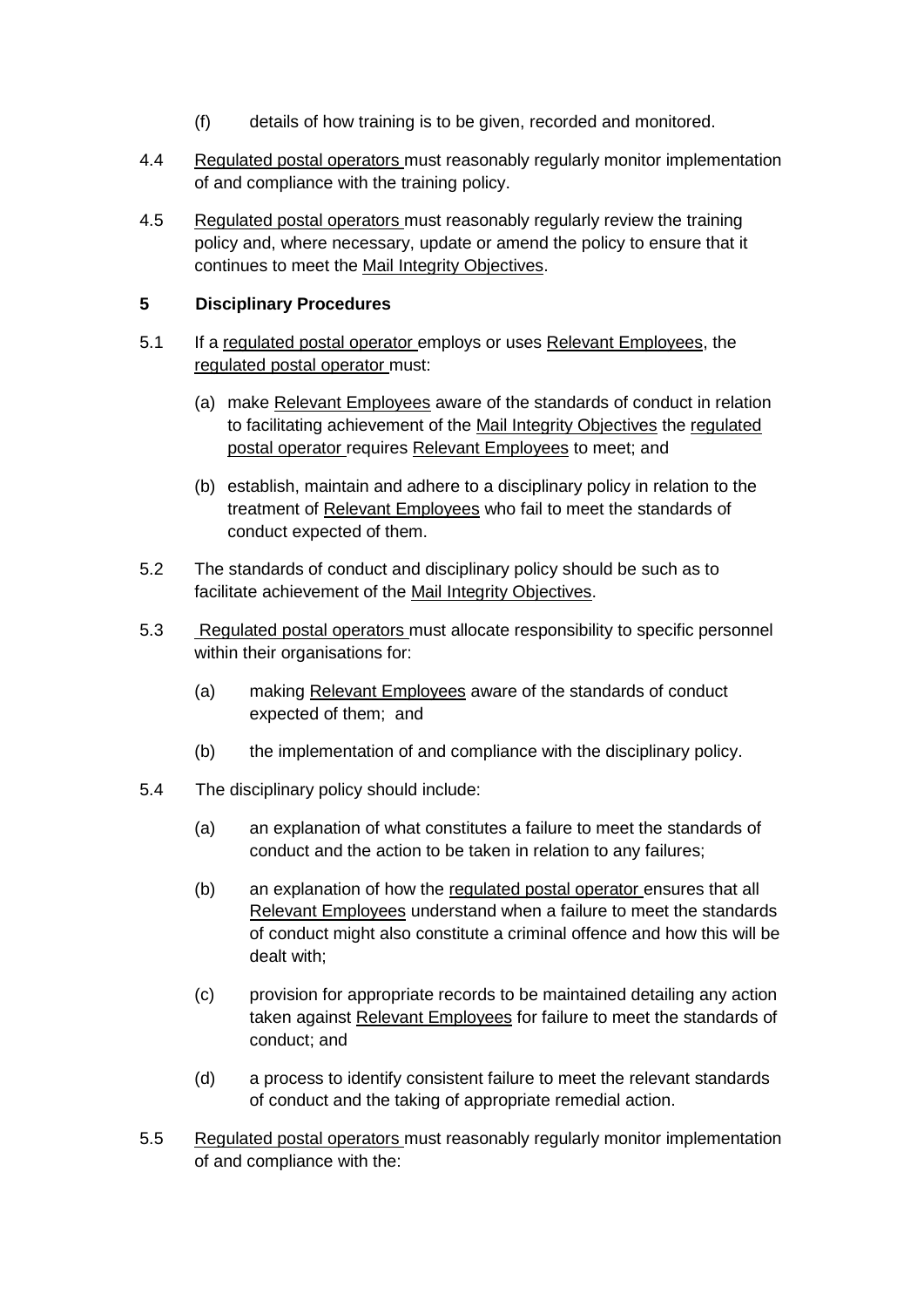(f) details of how training is to be given, recorded and monitored.

4.4 Regulated postal operators must reasonably regularly monitor implementation of and compliance with the training policy.

4.5 Regulated postal operators must reasonably regularly review the training policy and, where necessary, update or amend the policy to ensure that it continues to meet the Mail Integrity Objectives.

## 5 Disciplinary Procedures

5.1 If a regulated postal operator employs or uses Relevant Employees, the regulated postal operator must:

(a) make Relevant Employees aware of the standards of conduct in relation to facilitating achievement of the Mail Integrity Objectives the regulated postal operator requires Relevant Employees to meet; and

(b) establish, maintain and adhere to a disciplinary policy in relation to the treatment of Relevant Employees who fail to meet the standards of conduct expected of them.

5.2 The standards of conduct and disciplinary policy should be such as to facilitate achievement of the Mail Integrity Objectives.

5.3 Regulated postal operators must allocate responsibility to specific personnel within their organisations for:

(a) making Relevant Employees aware of the standards of conduct expected of them; and

(b) the implementation of and compliance with the disciplinary policy.

5.4 The disciplinary policy should include:

(a) an explanation of what constitutes a failure to meet the standards of conduct and the action to be taken in relation to any failures;

(b) an explanation of how the regulated postal operator ensures that all Relevant Employees understand when a failure to meet the standards of conduct might also constitute a criminal offence and how this will be dealt with;

(c) provision for appropriate records to be maintained detailing any action taken against Relevant Employees for failure to meet the standards of conduct; and

(d) a process to identify consistent failure to meet the relevant standards of conduct and the taking of appropriate remedial action.

5.5 Regulated postal operators must reasonably regularly monitor implementation of and compliance with the: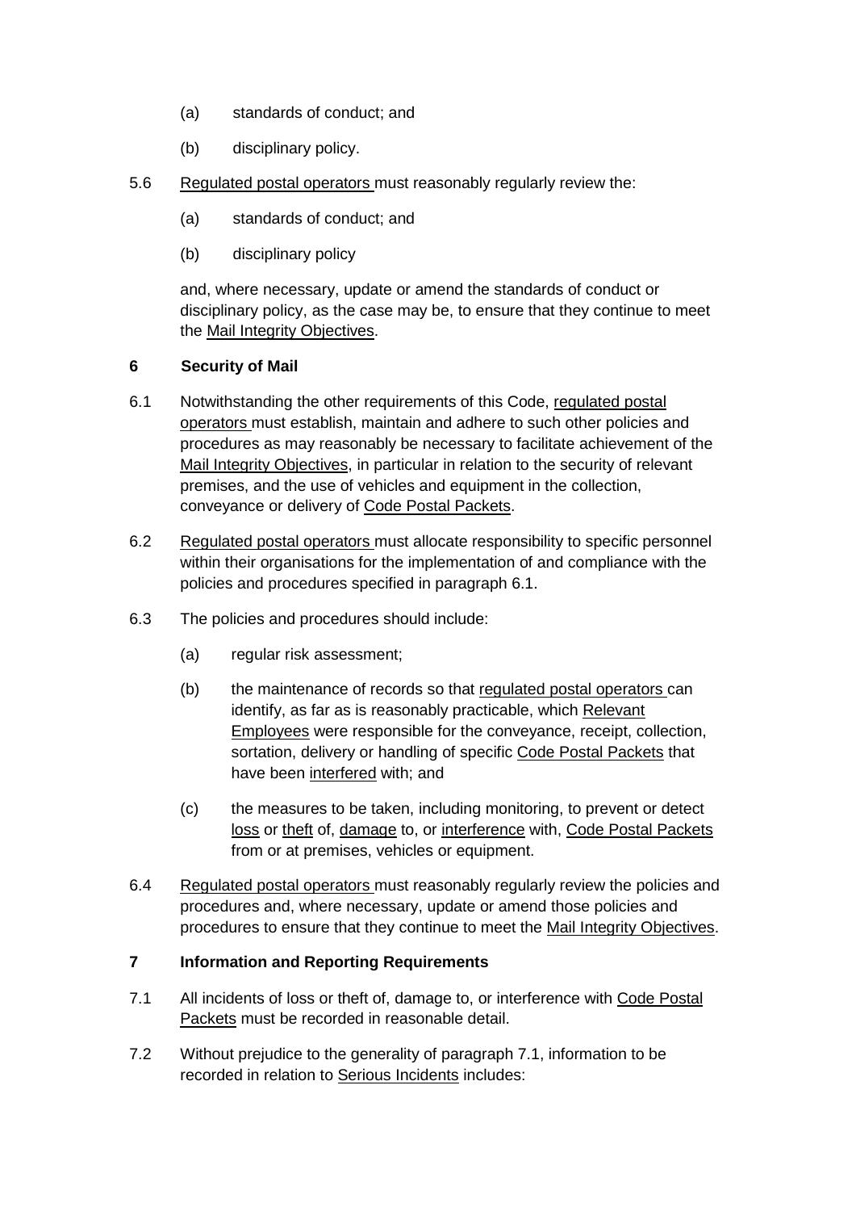(a) standards of conduct; and

(b) disciplinary policy.

5.6 Regulated postal operators must reasonably regularly review the:

(a) standards of conduct; and

(b) disciplinary policy

and, where necessary, update or amend the standards of conduct or disciplinary policy, as the case may be, to ensure that they continue to meet the Mail Integrity Objectives.

## 6 Security of Mail

6.1 Notwithstanding the other requirements of this Code, regulated postal operators must establish, maintain and adhere to such other policies and procedures as may reasonably be necessary to facilitate achievement of the Mail Integrity Objectives, in particular in relation to the security of relevant premises, and the use of vehicles and equipment in the collection, conveyance or delivery of Code Postal Packets.

6.2 Regulated postal operators must allocate responsibility to specific personnel within their organisations for the implementation of and compliance with the policies and procedures specified in paragraph 6.1.

6.3 The policies and procedures should include:

(a) regular risk assessment;

(b) the maintenance of records so that regulated postal operators can identify, as far as is reasonably practicable, which Relevant Employees were responsible for the conveyance, receipt, collection, sortation, delivery or handling of specific Code Postal Packets that have been interfered with; and

(c) the measures to be taken, including monitoring, to prevent or detect loss or theft of, damage to, or interference with, Code Postal Packets from or at premises, vehicles or equipment.

6.4 Regulated postal operators must reasonably regularly review the policies and procedures and, where necessary, update or amend those policies and procedures to ensure that they continue to meet the Mail Integrity Objectives.

## 7 Information and Reporting Requirements

7.1 All incidents of loss or theft of, damage to, or interference with Code Postal Packets must be recorded in reasonable detail.

7.2 Without prejudice to the generality of paragraph 7.1, information to be recorded in relation to Serious Incidents includes: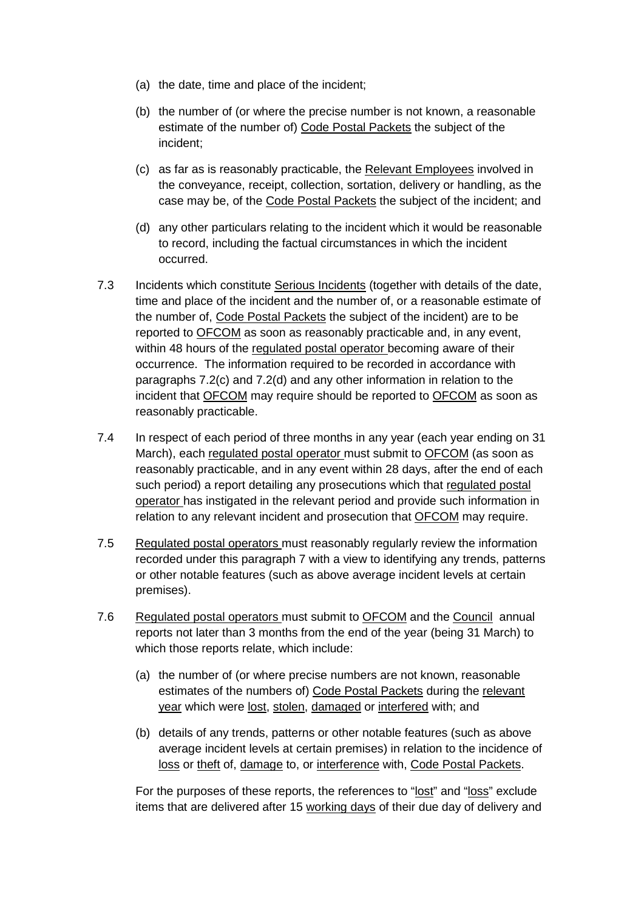(a) the date, time and place of the incident;

(b) the number of (or where the precise number is not known, a reasonable estimate of the number of) Code Postal Packets the subject of the incident;

(c) as far as is reasonably practicable, the Relevant Employees involved in the conveyance, receipt, collection, sortation, delivery or handling, as the case may be, of the Code Postal Packets the subject of the incident; and

(d) any other particulars relating to the incident which it would be reasonable to record, including the factual circumstances in which the incident occurred.

7.3 Incidents which constitute Serious Incidents (together with details of the date, time and place of the incident and the number of, or a reasonable estimate of the number of, Code Postal Packets the subject of the incident) are to be reported to OFCOM as soon as reasonably practicable and, in any event, within 48 hours of the regulated postal operator becoming aware of their occurrence. The information required to be recorded in accordance with paragraphs 7.2(c) and 7.2(d) and any other information in relation to the incident that OFCOM may require should be reported to OFCOM as soon as reasonably practicable.

7.4 In respect of each period of three months in any year (each year ending on 31 March), each regulated postal operator must submit to OFCOM (as soon as reasonably practicable, and in any event within 28 days, after the end of each such period) a report detailing any prosecutions which that regulated postal operator has instigated in the relevant period and provide such information in relation to any relevant incident and prosecution that OFCOM may require.

7.5 Regulated postal operators must reasonably regularly review the information recorded under this paragraph 7 with a view to identifying any trends, patterns or other notable features (such as above average incident levels at certain premises).

7.6 Regulated postal operators must submit to OFCOM and the Council annual reports not later than 3 months from the end of the year (being 31 March) to which those reports relate, which include:

(a) the number of (or where precise numbers are not known, reasonable estimates of the numbers of) Code Postal Packets during the relevant year which were lost, stolen, damaged or interfered with; and

(b) details of any trends, patterns or other notable features (such as above average incident levels at certain premises) in relation to the incidence of loss or theft of, damage to, or interference with, Code Postal Packets.

For the purposes of these reports, the references to "lost" and "loss" exclude items that are delivered after 15 working days of their due day of delivery and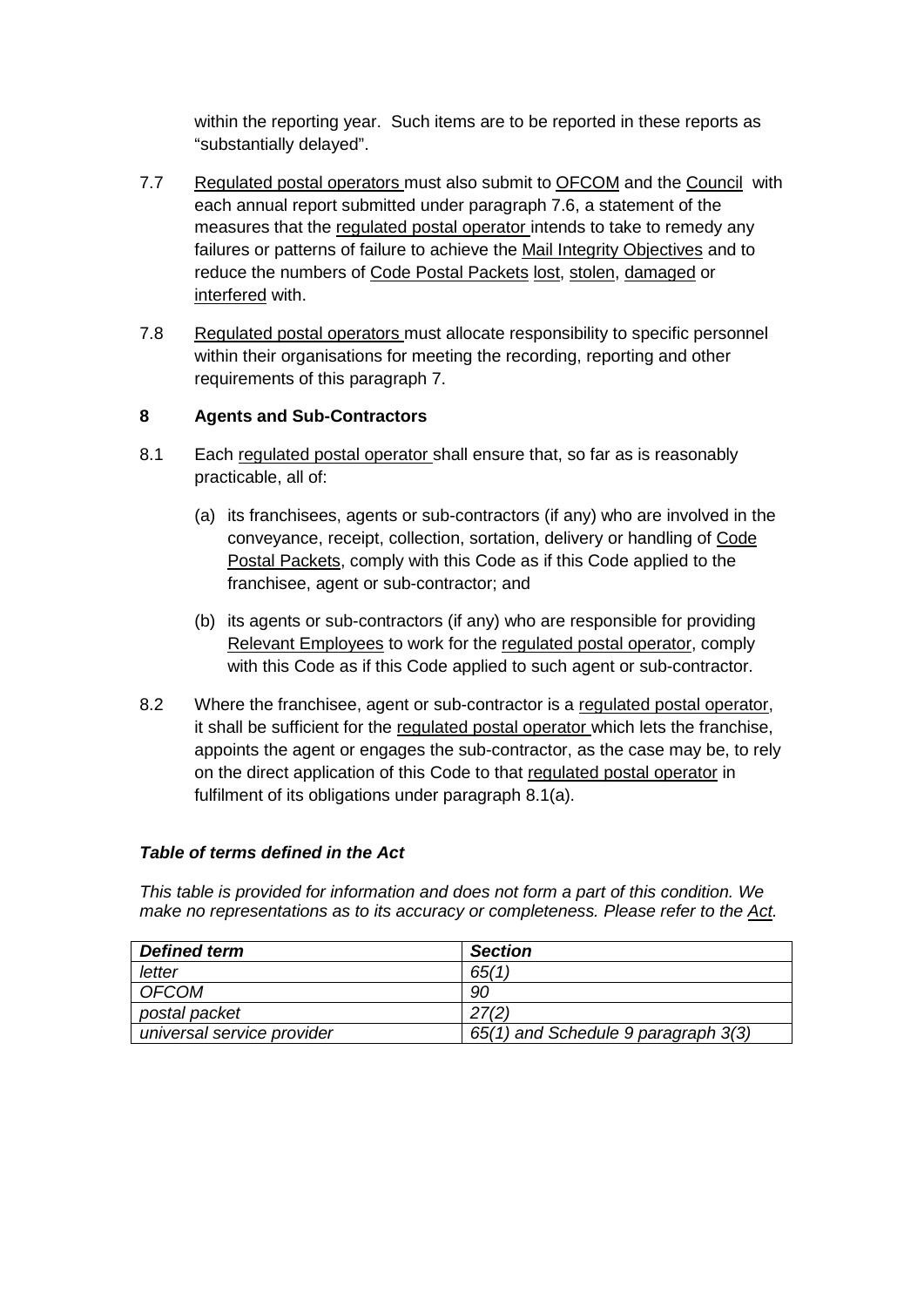within the reporting year. Such items are to be reported in these reports as "substantially delayed".

7.7 Regulated postal operators must also submit to OFCOM and the Council with each annual report submitted under paragraph 7.6, a statement of the measures that the regulated postal operator intends to take to remedy any failures or patterns of failure to achieve the Mail Integrity Objectives and to reduce the numbers of Code Postal Packets lost, stolen, damaged or interfered with.

7.8 Regulated postal operators must allocate responsibility to specific personnel within their organisations for meeting the recording, reporting and other requirements of this paragraph 7.

**8 Agents and Sub-Contractors**

8.1 Each regulated postal operator shall ensure that, so far as is reasonably practicable, all of:

(a) its franchisees, agents or sub-contractors (if any) who are involved in the conveyance, receipt, collection, sortation, delivery or handling of Code Postal Packets, comply with this Code as if this Code applied to the franchisee, agent or sub-contractor; and

(b) its agents or sub-contractors (if any) who are responsible for providing Relevant Employees to work for the regulated postal operator, comply with this Code as if this Code applied to such agent or sub-contractor.

8.2 Where the franchisee, agent or sub-contractor is a regulated postal operator, it shall be sufficient for the regulated postal operator which lets the franchise, appoints the agent or engages the sub-contractor, as the case may be, to rely on the direct application of this Code to that regulated postal operator in fulfilment of its obligations under paragraph 8.1(a).

***Table of terms defined in the Act***

*This table is provided for information and does not form a part of this condition. We make no representations as to its accuracy or completeness. Please refer to the Act.*

| ***Defined term*** | ***Section*** |
|---|---|
| *letter* | *65(1)* |
| *OFCOM* | *90* |
| *postal packet* | *27(2)* |
| *universal service provider* | *65(1) and Schedule 9 paragraph 3(3)* |